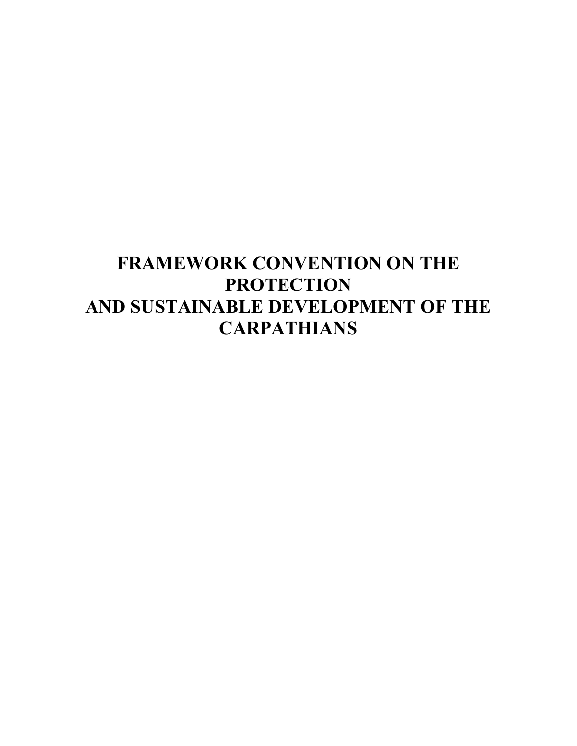# FRAMEWORK CONVENTION ON THE PROTECTION AND SUSTAINABLE DEVELOPMENT OF THE CARPATHIANS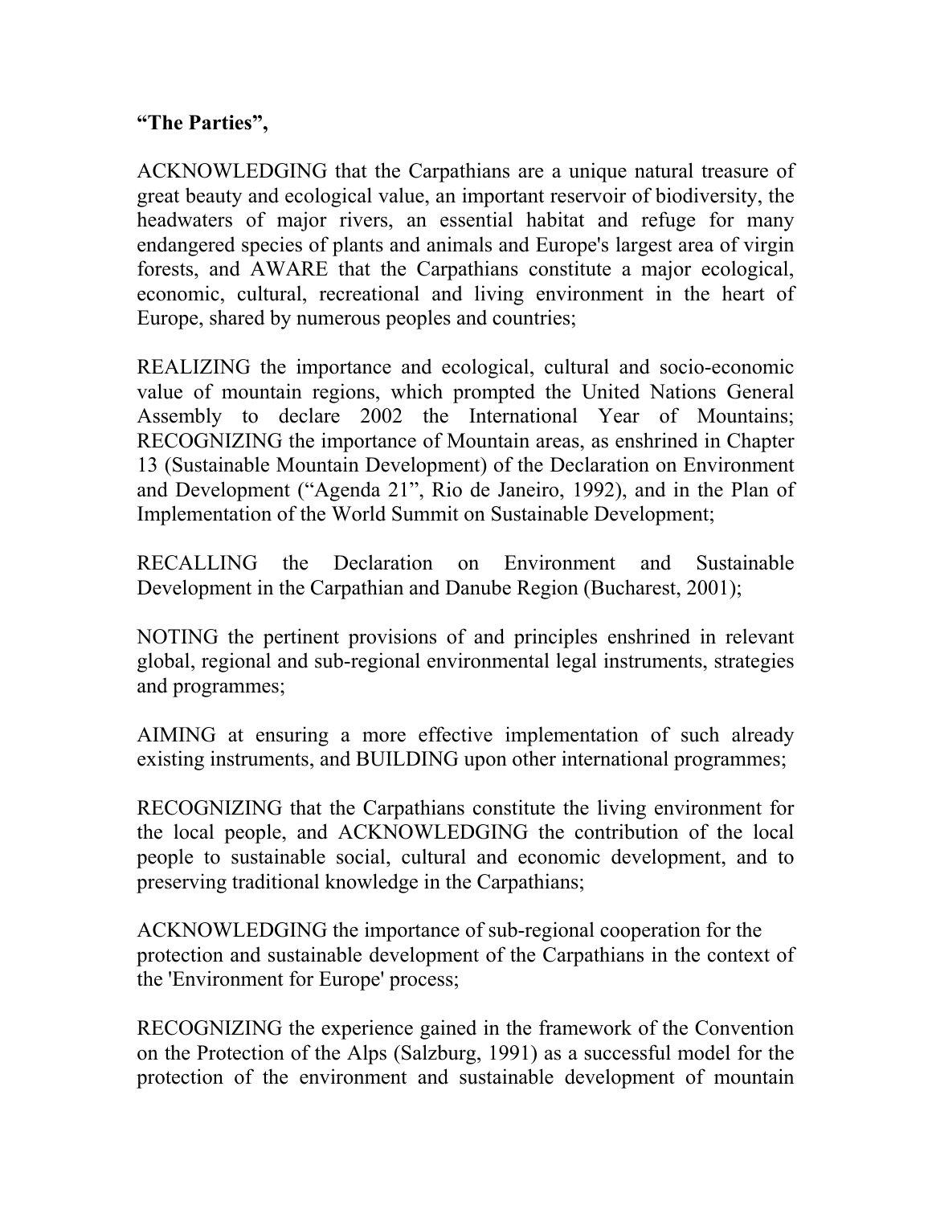**“The Parties”,**

ACKNOWLEDGING that the Carpathians are a unique natural treasure of great beauty and ecological value, an important reservoir of biodiversity, the headwaters of major rivers, an essential habitat and refuge for many endangered species of plants and animals and Europe's largest area of virgin forests, and AWARE that the Carpathians constitute a major ecological, economic, cultural, recreational and living environment in the heart of Europe, shared by numerous peoples and countries;

REALIZING the importance and ecological, cultural and socio-economic value of mountain regions, which prompted the United Nations General Assembly to declare 2002 the International Year of Mountains; RECOGNIZING the importance of Mountain areas, as enshrined in Chapter 13 (Sustainable Mountain Development) of the Declaration on Environment and Development (“Agenda 21”, Rio de Janeiro, 1992), and in the Plan of Implementation of the World Summit on Sustainable Development;

RECALLING the Declaration on Environment and Sustainable Development in the Carpathian and Danube Region (Bucharest, 2001);

NOTING the pertinent provisions of and principles enshrined in relevant global, regional and sub-regional environmental legal instruments, strategies and programmes;

AIMING at ensuring a more effective implementation of such already existing instruments, and BUILDING upon other international programmes;

RECOGNIZING that the Carpathians constitute the living environment for the local people, and ACKNOWLEDGING the contribution of the local people to sustainable social, cultural and economic development, and to preserving traditional knowledge in the Carpathians;

ACKNOWLEDGING the importance of sub-regional cooperation for the protection and sustainable development of the Carpathians in the context of the 'Environment for Europe' process;

RECOGNIZING the experience gained in the framework of the Convention on the Protection of the Alps (Salzburg, 1991) as a successful model for the protection of the environment and sustainable development of mountain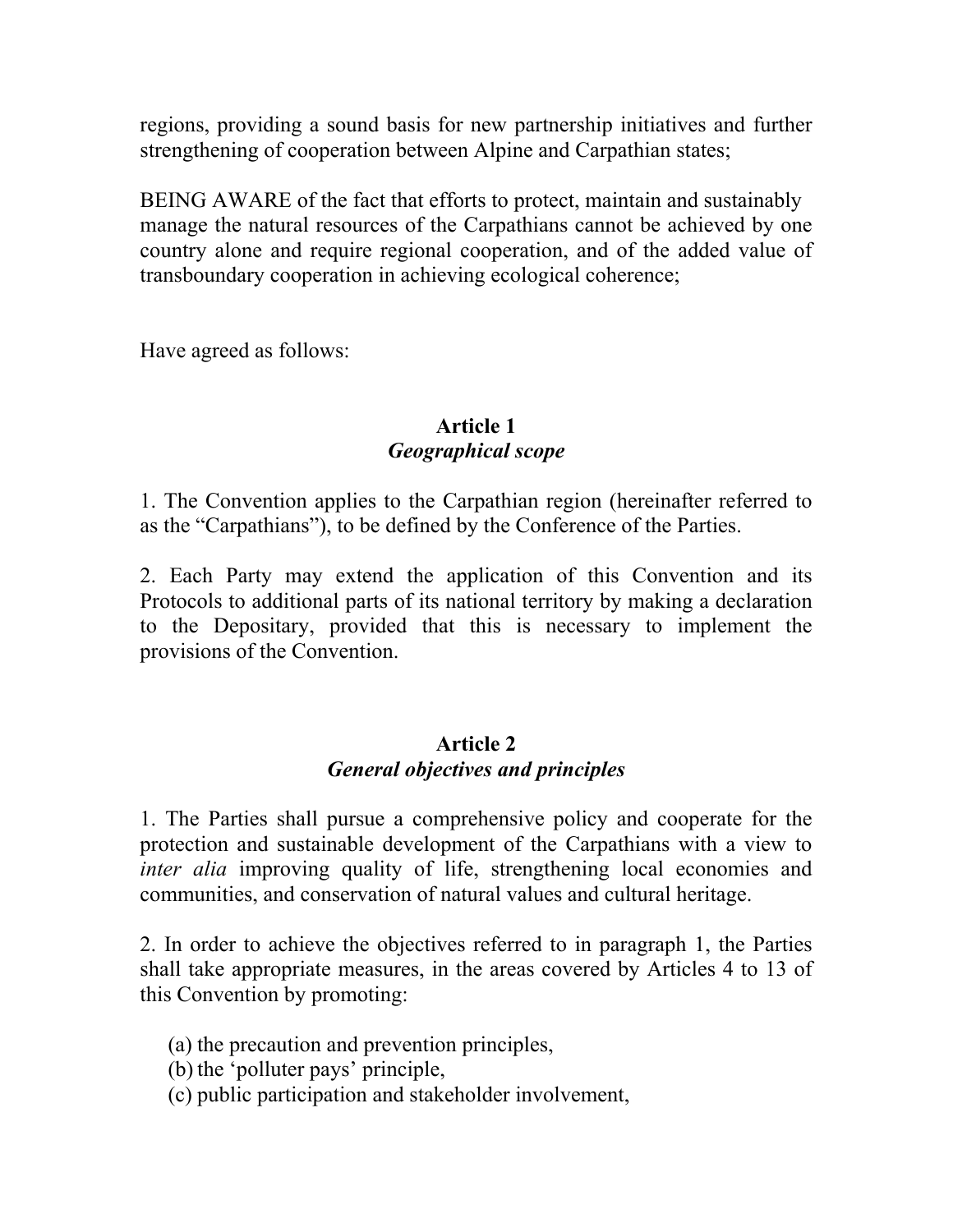regions, providing a sound basis for new partnership initiatives and further strengthening of cooperation between Alpine and Carpathian states;

BEING AWARE of the fact that efforts to protect, maintain and sustainably manage the natural resources of the Carpathians cannot be achieved by one country alone and require regional cooperation, and of the added value of transboundary cooperation in achieving ecological coherence;

Have agreed as follows:

## Article 1
### *Geographical scope*

1. The Convention applies to the Carpathian region (hereinafter referred to as the "Carpathians"), to be defined by the Conference of the Parties.

2. Each Party may extend the application of this Convention and its Protocols to additional parts of its national territory by making a declaration to the Depositary, provided that this is necessary to implement the provisions of the Convention.

## Article 2
### *General objectives and principles*

1. The Parties shall pursue a comprehensive policy and cooperate for the protection and sustainable development of the Carpathians with a view to *inter alia* improving quality of life, strengthening local economies and communities, and conservation of natural values and cultural heritage.

2. In order to achieve the objectives referred to in paragraph 1, the Parties shall take appropriate measures, in the areas covered by Articles 4 to 13 of this Convention by promoting:

(a) the precaution and prevention principles,
(b) the 'polluter pays' principle,
(c) public participation and stakeholder involvement,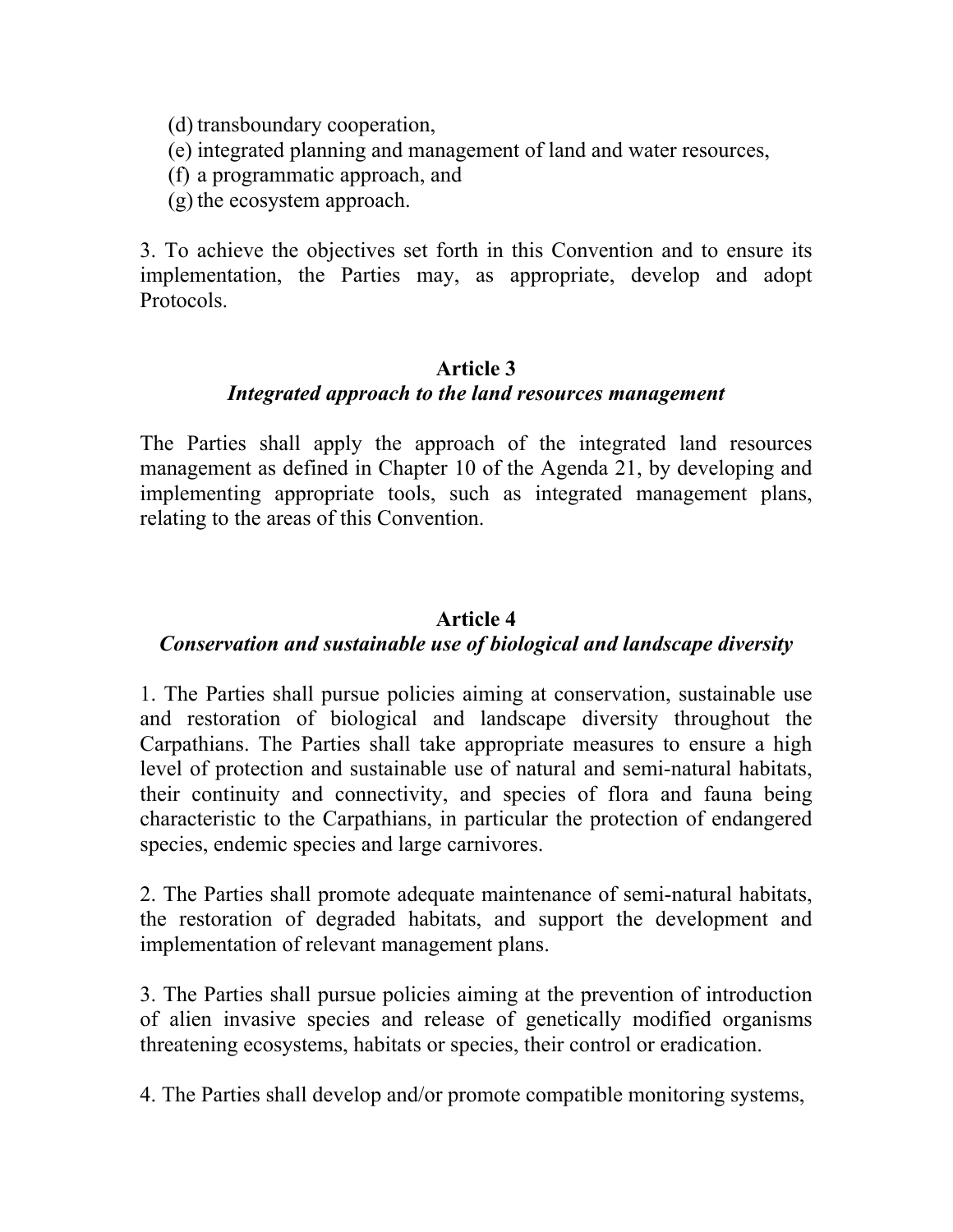(d) transboundary cooperation,
(e) integrated planning and management of land and water resources,
(f) a programmatic approach, and
(g) the ecosystem approach.

3. To achieve the objectives set forth in this Convention and to ensure its implementation, the Parties may, as appropriate, develop and adopt Protocols.

## Article 3
### *Integrated approach to the land resources management*

The Parties shall apply the approach of the integrated land resources management as defined in Chapter 10 of the Agenda 21, by developing and implementing appropriate tools, such as integrated management plans, relating to the areas of this Convention.

## Article 4
### *Conservation and sustainable use of biological and landscape diversity*

1. The Parties shall pursue policies aiming at conservation, sustainable use and restoration of biological and landscape diversity throughout the Carpathians. The Parties shall take appropriate measures to ensure a high level of protection and sustainable use of natural and semi-natural habitats, their continuity and connectivity, and species of flora and fauna being characteristic to the Carpathians, in particular the protection of endangered species, endemic species and large carnivores.

2. The Parties shall promote adequate maintenance of semi-natural habitats, the restoration of degraded habitats, and support the development and implementation of relevant management plans.

3. The Parties shall pursue policies aiming at the prevention of introduction of alien invasive species and release of genetically modified organisms threatening ecosystems, habitats or species, their control or eradication.

4. The Parties shall develop and/or promote compatible monitoring systems,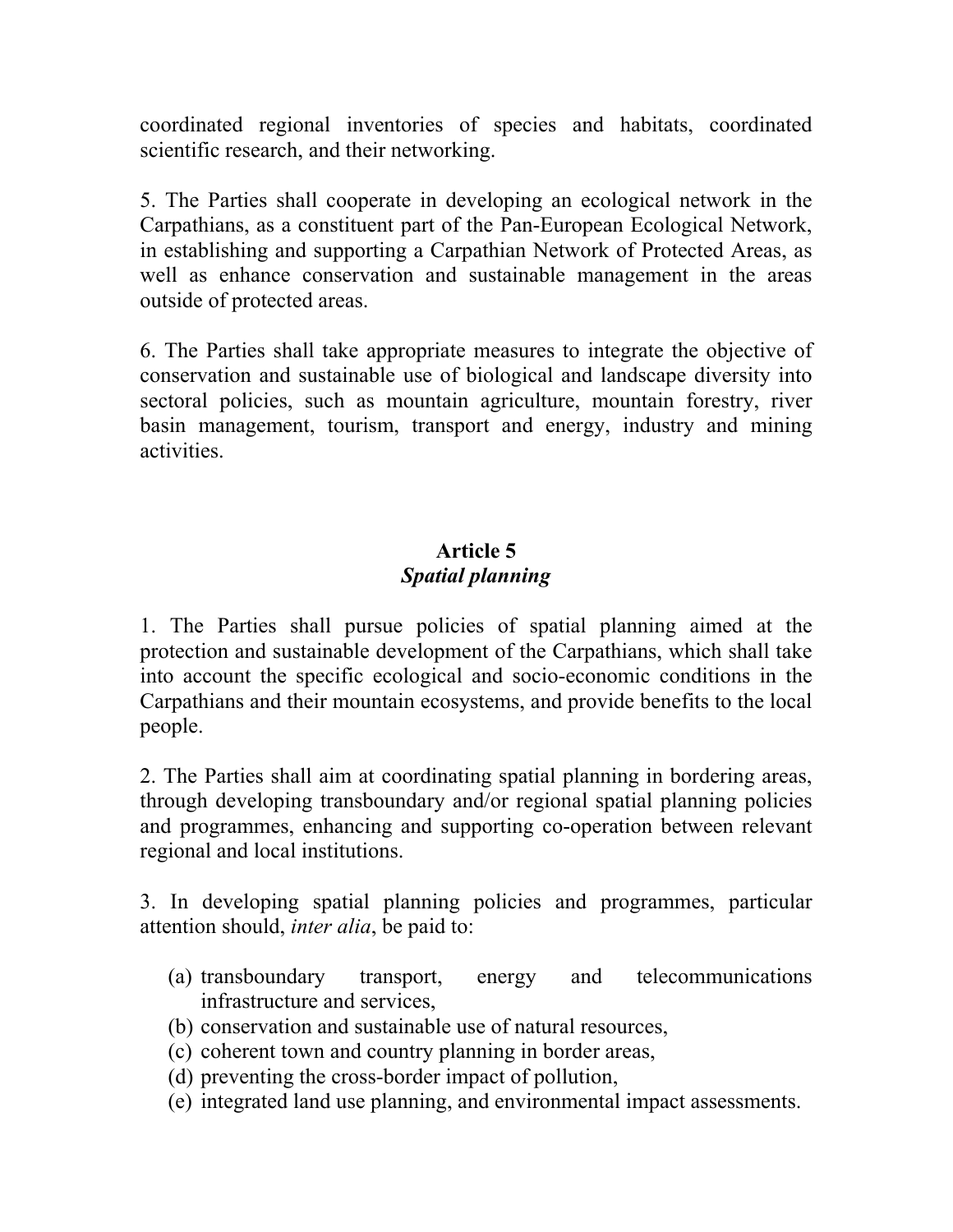coordinated regional inventories of species and habitats, coordinated scientific research, and their networking.

5. The Parties shall cooperate in developing an ecological network in the Carpathians, as a constituent part of the Pan-European Ecological Network, in establishing and supporting a Carpathian Network of Protected Areas, as well as enhance conservation and sustainable management in the areas outside of protected areas.

6. The Parties shall take appropriate measures to integrate the objective of conservation and sustainable use of biological and landscape diversity into sectoral policies, such as mountain agriculture, mountain forestry, river basin management, tourism, transport and energy, industry and mining activities.

## Article 5
### *Spatial planning*

1. The Parties shall pursue policies of spatial planning aimed at the protection and sustainable development of the Carpathians, which shall take into account the specific ecological and socio-economic conditions in the Carpathians and their mountain ecosystems, and provide benefits to the local people.

2. The Parties shall aim at coordinating spatial planning in bordering areas, through developing transboundary and/or regional spatial planning policies and programmes, enhancing and supporting co-operation between relevant regional and local institutions.

3. In developing spatial planning policies and programmes, particular attention should, *inter alia*, be paid to:

(a) transboundary transport, energy and telecommunications infrastructure and services,
(b) conservation and sustainable use of natural resources,
(c) coherent town and country planning in border areas,
(d) preventing the cross-border impact of pollution,
(e) integrated land use planning, and environmental impact assessments.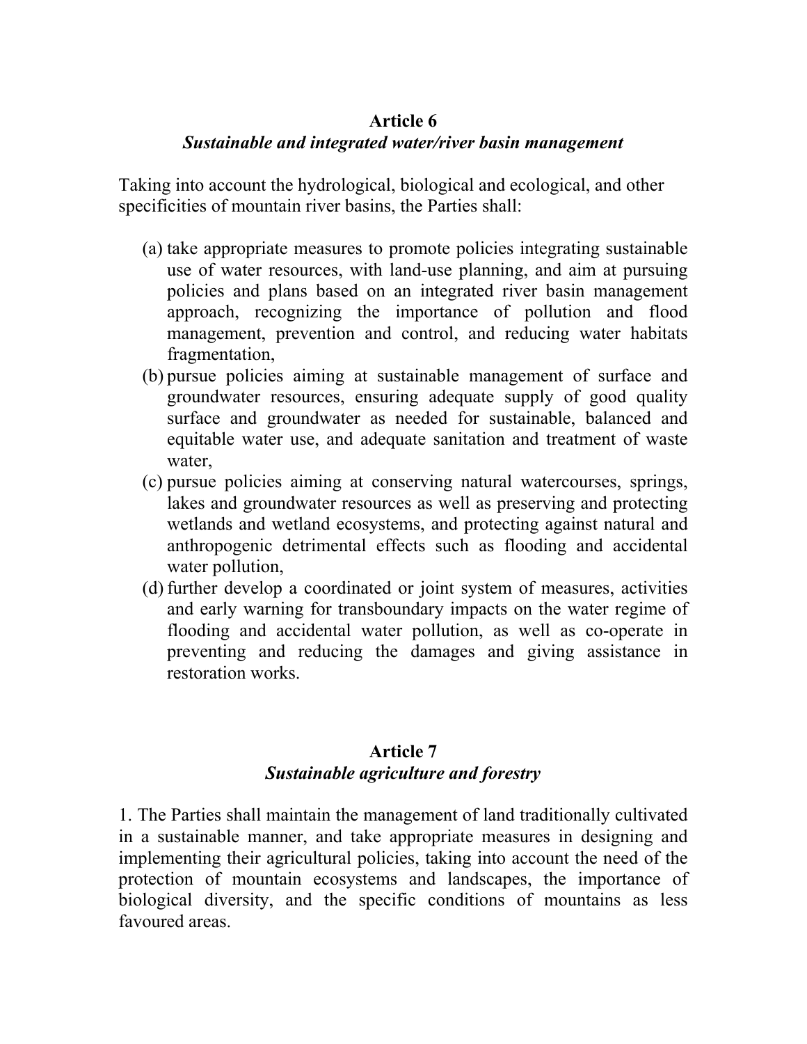## Article 6

### *Sustainable and integrated water/river basin management*

Taking into account the hydrological, biological and ecological, and other specificities of mountain river basins, the Parties shall:

(a) take appropriate measures to promote policies integrating sustainable use of water resources, with land-use planning, and aim at pursuing policies and plans based on an integrated river basin management approach, recognizing the importance of pollution and flood management, prevention and control, and reducing water habitats fragmentation,

(b) pursue policies aiming at sustainable management of surface and groundwater resources, ensuring adequate supply of good quality surface and groundwater as needed for sustainable, balanced and equitable water use, and adequate sanitation and treatment of waste water,

(c) pursue policies aiming at conserving natural watercourses, springs, lakes and groundwater resources as well as preserving and protecting wetlands and wetland ecosystems, and protecting against natural and anthropogenic detrimental effects such as flooding and accidental water pollution,

(d) further develop a coordinated or joint system of measures, activities and early warning for transboundary impacts on the water regime of flooding and accidental water pollution, as well as co-operate in preventing and reducing the damages and giving assistance in restoration works.

## Article 7

### *Sustainable agriculture and forestry*

1. The Parties shall maintain the management of land traditionally cultivated in a sustainable manner, and take appropriate measures in designing and implementing their agricultural policies, taking into account the need of the protection of mountain ecosystems and landscapes, the importance of biological diversity, and the specific conditions of mountains as less favoured areas.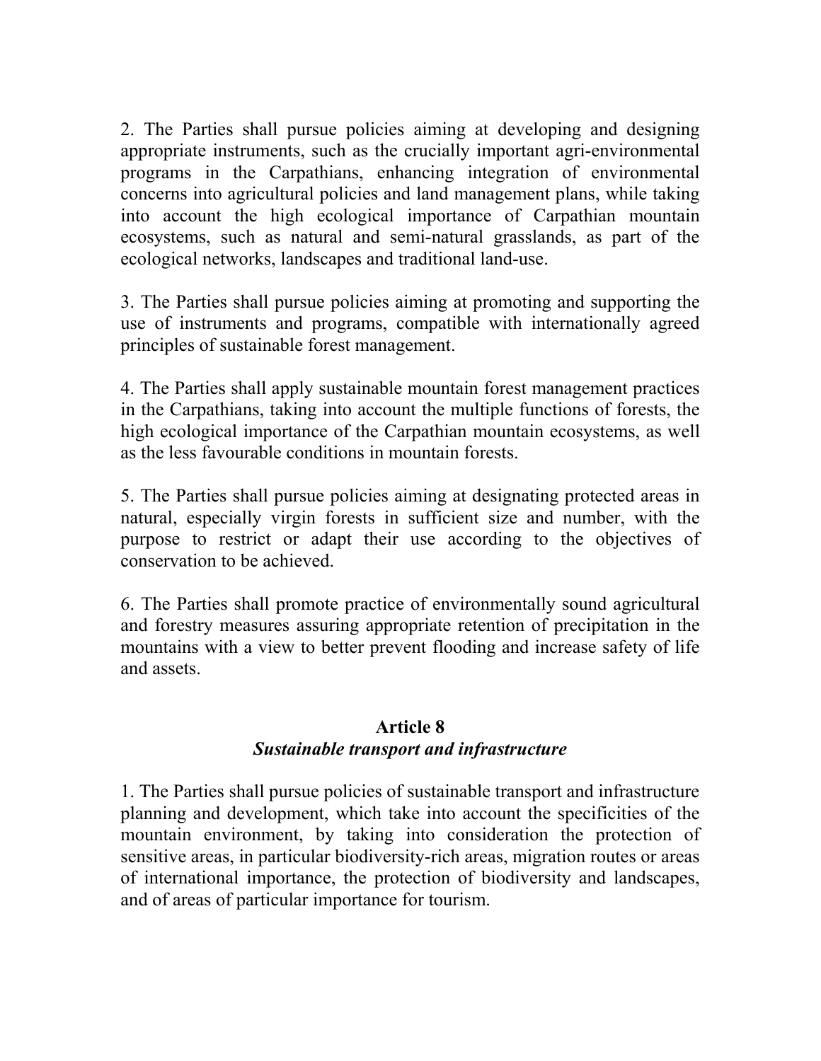2. The Parties shall pursue policies aiming at developing and designing appropriate instruments, such as the crucially important agri-environmental programs in the Carpathians, enhancing integration of environmental concerns into agricultural policies and land management plans, while taking into account the high ecological importance of Carpathian mountain ecosystems, such as natural and semi-natural grasslands, as part of the ecological networks, landscapes and traditional land-use.

3. The Parties shall pursue policies aiming at promoting and supporting the use of instruments and programs, compatible with internationally agreed principles of sustainable forest management.

4. The Parties shall apply sustainable mountain forest management practices in the Carpathians, taking into account the multiple functions of forests, the high ecological importance of the Carpathian mountain ecosystems, as well as the less favourable conditions in mountain forests.

5. The Parties shall pursue policies aiming at designating protected areas in natural, especially virgin forests in sufficient size and number, with the purpose to restrict or adapt their use according to the objectives of conservation to be achieved.

6. The Parties shall promote practice of environmentally sound agricultural and forestry measures assuring appropriate retention of precipitation in the mountains with a view to better prevent flooding and increase safety of life and assets.

## Article 8
### *Sustainable transport and infrastructure*

1. The Parties shall pursue policies of sustainable transport and infrastructure planning and development, which take into account the specificities of the mountain environment, by taking into consideration the protection of sensitive areas, in particular biodiversity-rich areas, migration routes or areas of international importance, the protection of biodiversity and landscapes, and of areas of particular importance for tourism.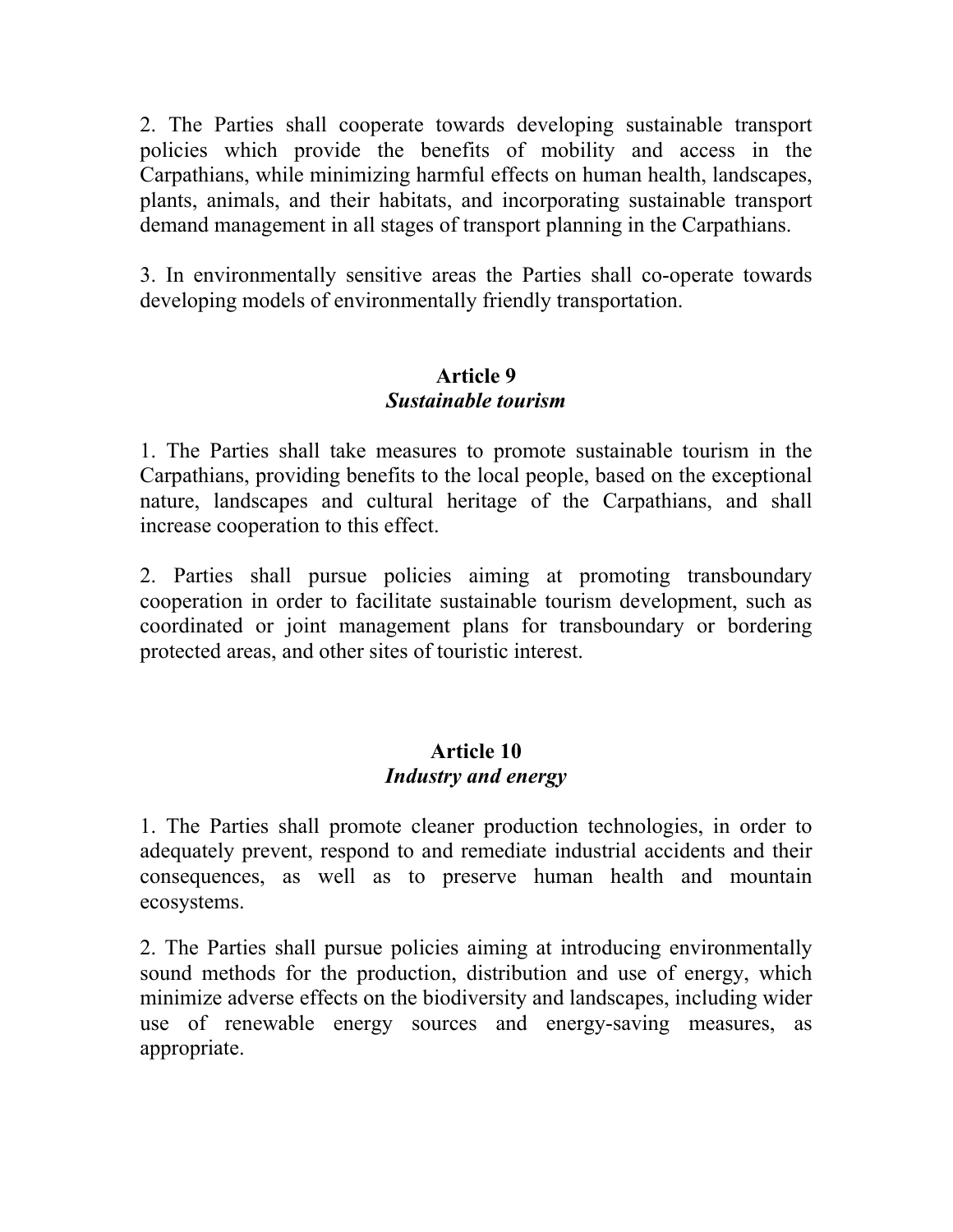2. The Parties shall cooperate towards developing sustainable transport policies which provide the benefits of mobility and access in the Carpathians, while minimizing harmful effects on human health, landscapes, plants, animals, and their habitats, and incorporating sustainable transport demand management in all stages of transport planning in the Carpathians.

3. In environmentally sensitive areas the Parties shall co-operate towards developing models of environmentally friendly transportation.

## Article 9
### *Sustainable tourism*

1. The Parties shall take measures to promote sustainable tourism in the Carpathians, providing benefits to the local people, based on the exceptional nature, landscapes and cultural heritage of the Carpathians, and shall increase cooperation to this effect.

2. Parties shall pursue policies aiming at promoting transboundary cooperation in order to facilitate sustainable tourism development, such as coordinated or joint management plans for transboundary or bordering protected areas, and other sites of touristic interest.

## Article 10
### *Industry and energy*

1. The Parties shall promote cleaner production technologies, in order to adequately prevent, respond to and remediate industrial accidents and their consequences, as well as to preserve human health and mountain ecosystems.

2. The Parties shall pursue policies aiming at introducing environmentally sound methods for the production, distribution and use of energy, which minimize adverse effects on the biodiversity and landscapes, including wider use of renewable energy sources and energy-saving measures, as appropriate.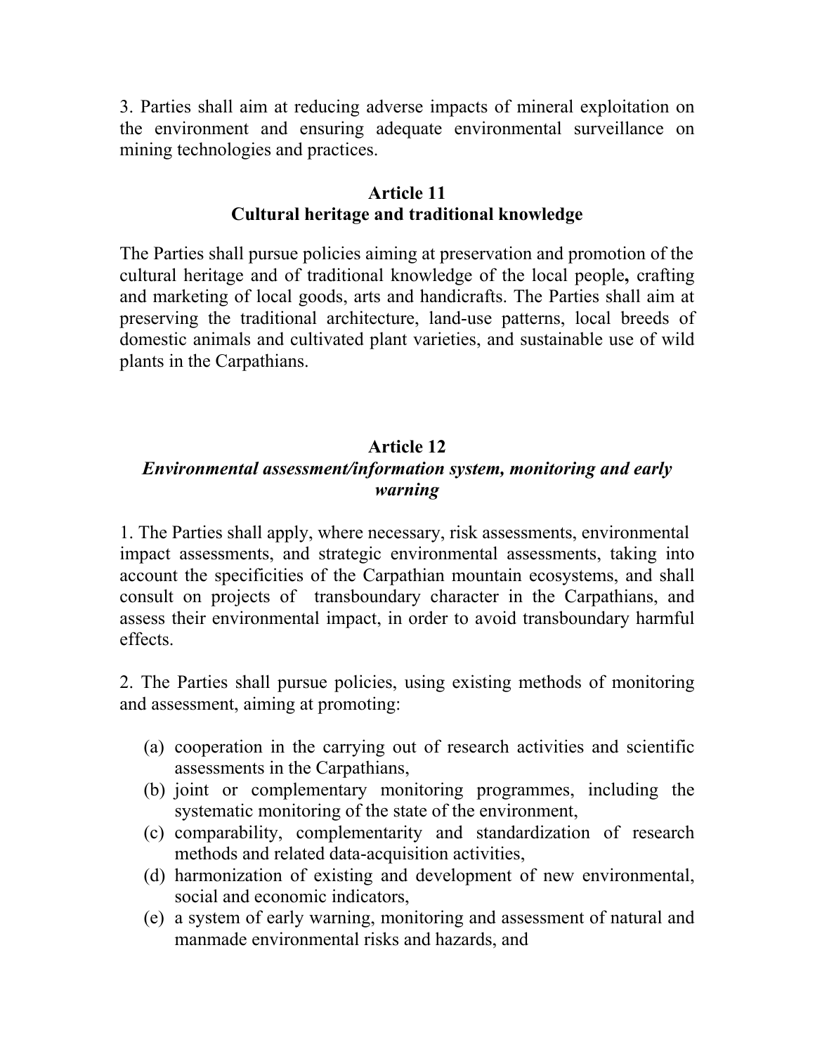3. Parties shall aim at reducing adverse impacts of mineral exploitation on the environment and ensuring adequate environmental surveillance on mining technologies and practices.

## Article 11
## Cultural heritage and traditional knowledge

The Parties shall pursue policies aiming at preservation and promotion of the cultural heritage and of traditional knowledge of the local people**,** crafting and marketing of local goods, arts and handicrafts. The Parties shall aim at preserving the traditional architecture, land-use patterns, local breeds of domestic animals and cultivated plant varieties, and sustainable use of wild plants in the Carpathians.

## Article 12
## *Environmental assessment/information system, monitoring and early warning*

1. The Parties shall apply, where necessary, risk assessments, environmental impact assessments, and strategic environmental assessments, taking into account the specificities of the Carpathian mountain ecosystems, and shall consult on projects of transboundary character in the Carpathians, and assess their environmental impact, in order to avoid transboundary harmful effects.

2. The Parties shall pursue policies, using existing methods of monitoring and assessment, aiming at promoting:

(a) cooperation in the carrying out of research activities and scientific assessments in the Carpathians,
(b) joint or complementary monitoring programmes, including the systematic monitoring of the state of the environment,
(c) comparability, complementarity and standardization of research methods and related data-acquisition activities,
(d) harmonization of existing and development of new environmental, social and economic indicators,
(e) a system of early warning, monitoring and assessment of natural and manmade environmental risks and hazards, and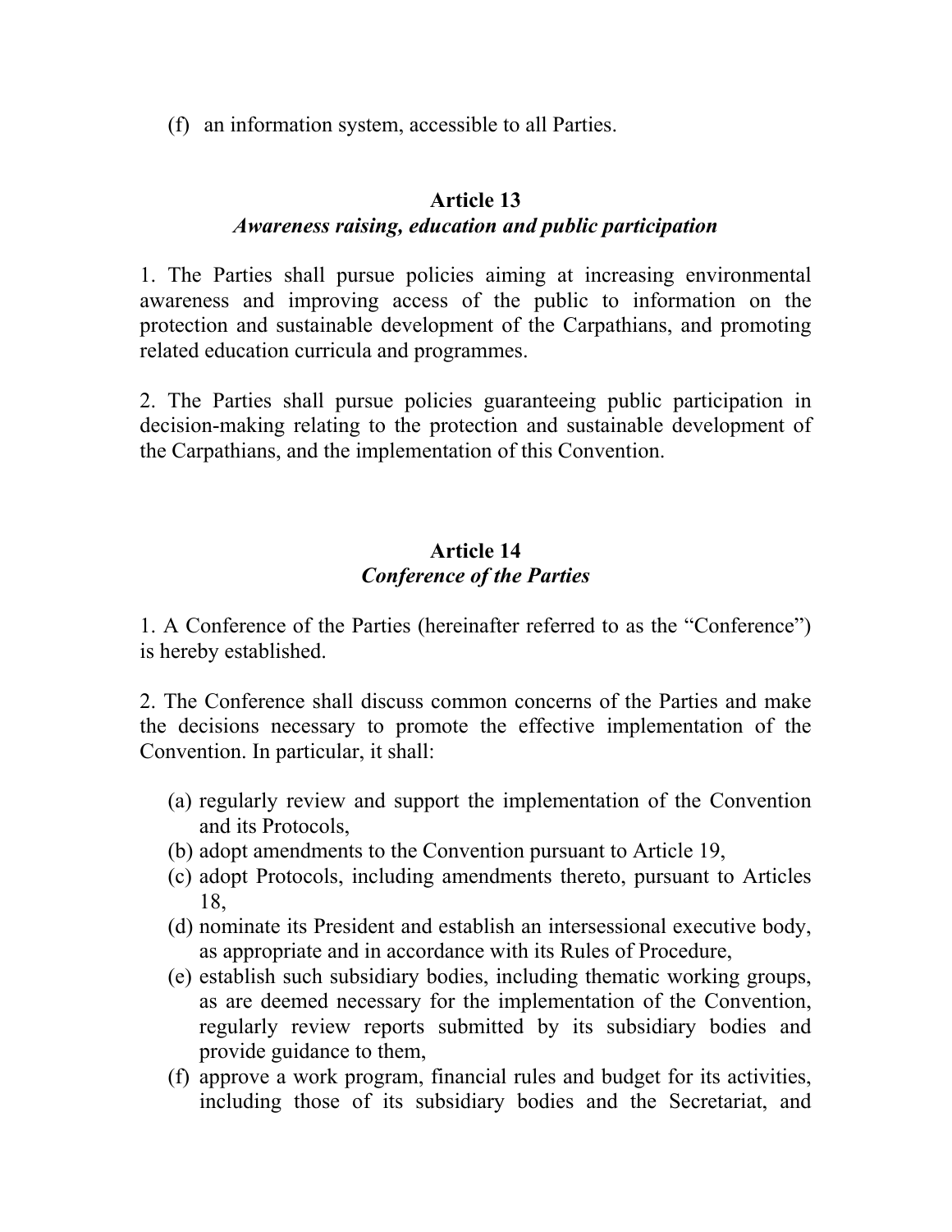(f) an information system, accessible to all Parties.

## Article 13

### *Awareness raising, education and public participation*

1. The Parties shall pursue policies aiming at increasing environmental awareness and improving access of the public to information on the protection and sustainable development of the Carpathians, and promoting related education curricula and programmes.

2. The Parties shall pursue policies guaranteeing public participation in decision-making relating to the protection and sustainable development of the Carpathians, and the implementation of this Convention.

## Article 14

### *Conference of the Parties*

1. A Conference of the Parties (hereinafter referred to as the "Conference") is hereby established.

2. The Conference shall discuss common concerns of the Parties and make the decisions necessary to promote the effective implementation of the Convention. In particular, it shall:

(a) regularly review and support the implementation of the Convention and its Protocols,
(b) adopt amendments to the Convention pursuant to Article 19,
(c) adopt Protocols, including amendments thereto, pursuant to Articles 18,
(d) nominate its President and establish an intersessional executive body, as appropriate and in accordance with its Rules of Procedure,
(e) establish such subsidiary bodies, including thematic working groups, as are deemed necessary for the implementation of the Convention, regularly review reports submitted by its subsidiary bodies and provide guidance to them,
(f) approve a work program, financial rules and budget for its activities, including those of its subsidiary bodies and the Secretariat, and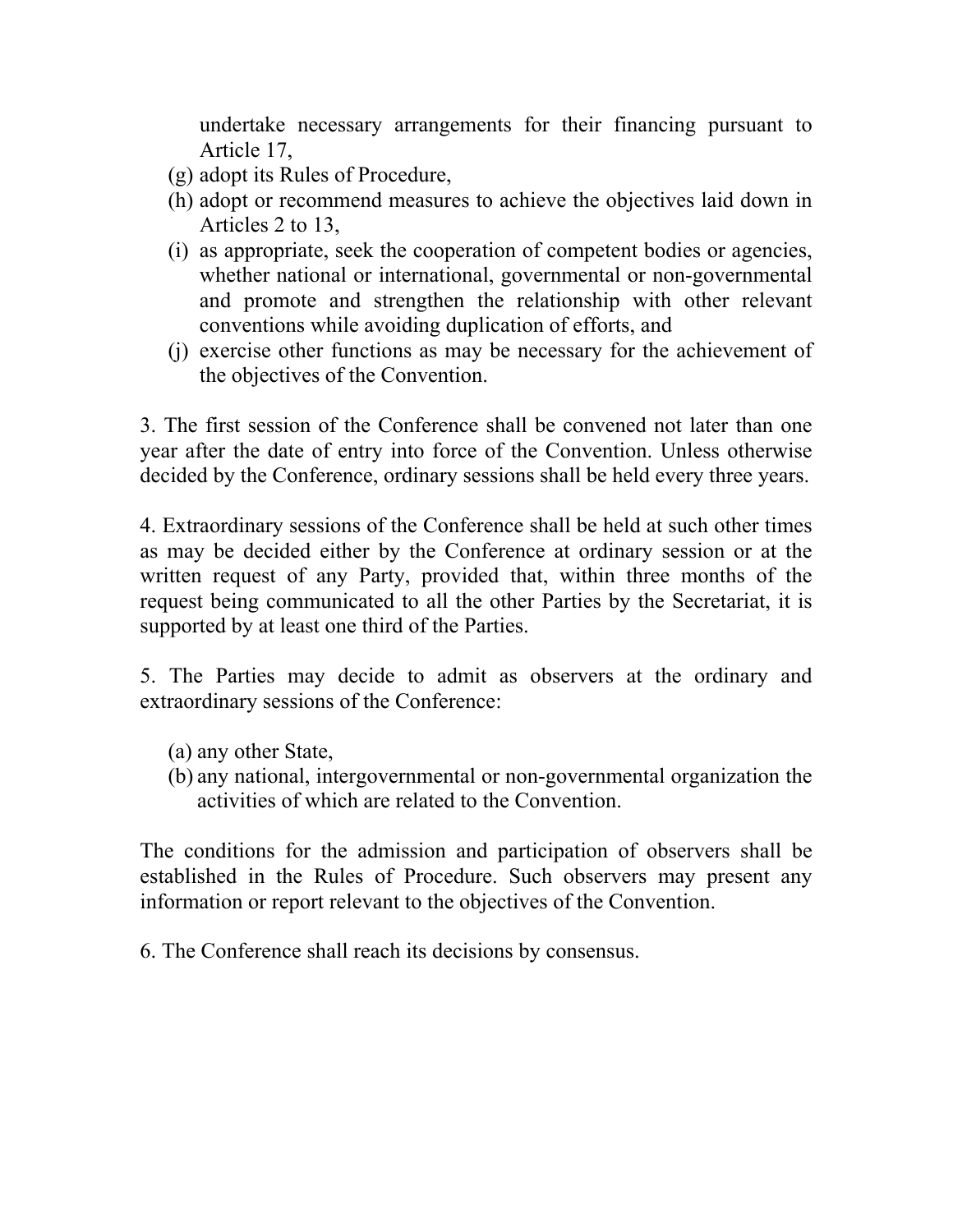undertake necessary arrangements for their financing pursuant to Article 17,

(g) adopt its Rules of Procedure,

(h) adopt or recommend measures to achieve the objectives laid down in Articles 2 to 13,

(i) as appropriate, seek the cooperation of competent bodies or agencies, whether national or international, governmental or non-governmental and promote and strengthen the relationship with other relevant conventions while avoiding duplication of efforts, and

(j) exercise other functions as may be necessary for the achievement of the objectives of the Convention.

3. The first session of the Conference shall be convened not later than one year after the date of entry into force of the Convention. Unless otherwise decided by the Conference, ordinary sessions shall be held every three years.

4. Extraordinary sessions of the Conference shall be held at such other times as may be decided either by the Conference at ordinary session or at the written request of any Party, provided that, within three months of the request being communicated to all the other Parties by the Secretariat, it is supported by at least one third of the Parties.

5. The Parties may decide to admit as observers at the ordinary and extraordinary sessions of the Conference:

(a) any other State,

(b) any national, intergovernmental or non-governmental organization the activities of which are related to the Convention.

The conditions for the admission and participation of observers shall be established in the Rules of Procedure. Such observers may present any information or report relevant to the objectives of the Convention.

6. The Conference shall reach its decisions by consensus.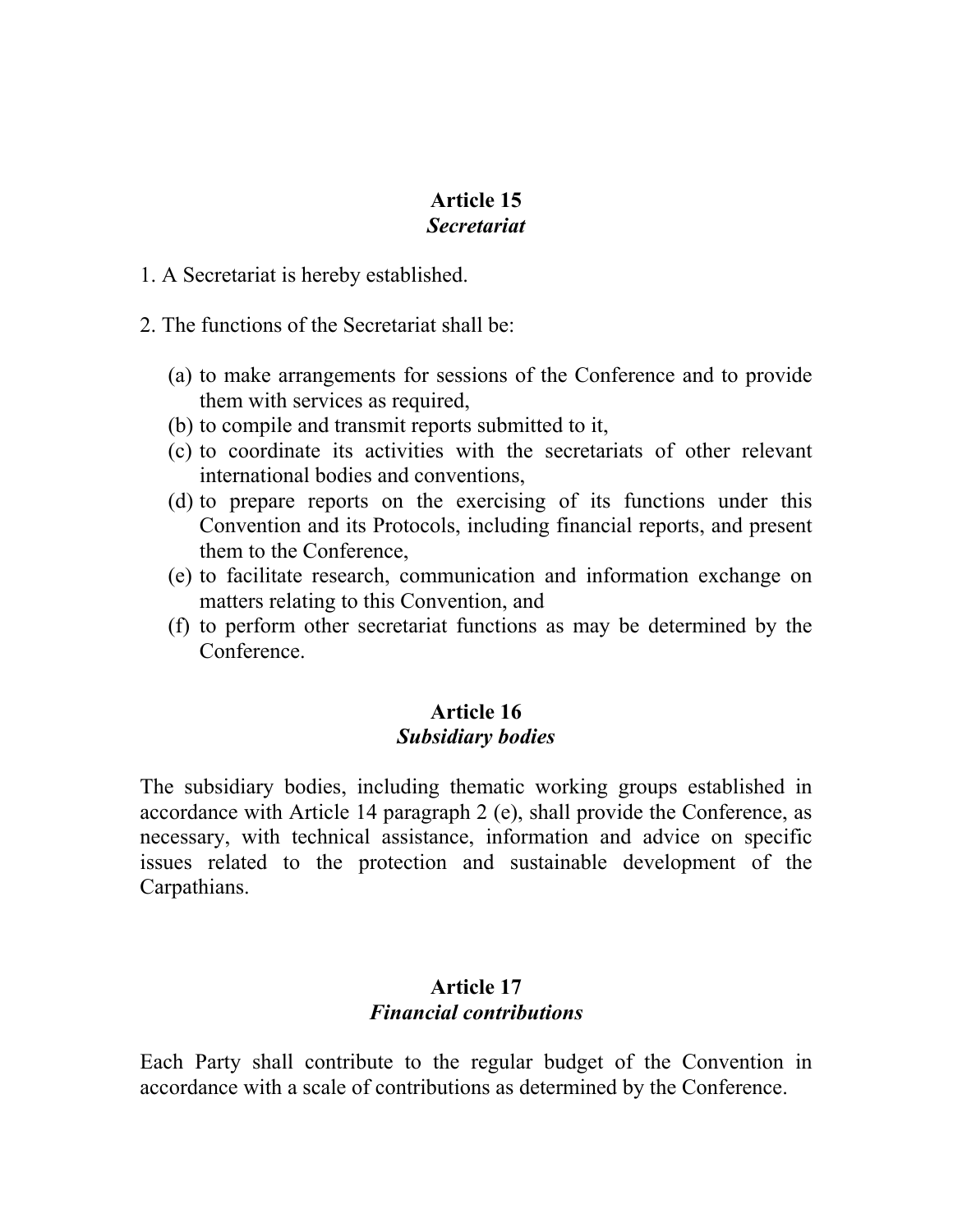## Article 15
### *Secretariat*

1. A Secretariat is hereby established.

2. The functions of the Secretariat shall be:

   (a) to make arrangements for sessions of the Conference and to provide them with services as required,
   (b) to compile and transmit reports submitted to it,
   (c) to coordinate its activities with the secretariats of other relevant international bodies and conventions,
   (d) to prepare reports on the exercising of its functions under this Convention and its Protocols, including financial reports, and present them to the Conference,
   (e) to facilitate research, communication and information exchange on matters relating to this Convention, and
   (f) to perform other secretariat functions as may be determined by the Conference.

## Article 16
### *Subsidiary bodies*

The subsidiary bodies, including thematic working groups established in accordance with Article 14 paragraph 2 (e), shall provide the Conference, as necessary, with technical assistance, information and advice on specific issues related to the protection and sustainable development of the Carpathians.

## Article 17
### *Financial contributions*

Each Party shall contribute to the regular budget of the Convention in accordance with a scale of contributions as determined by the Conference.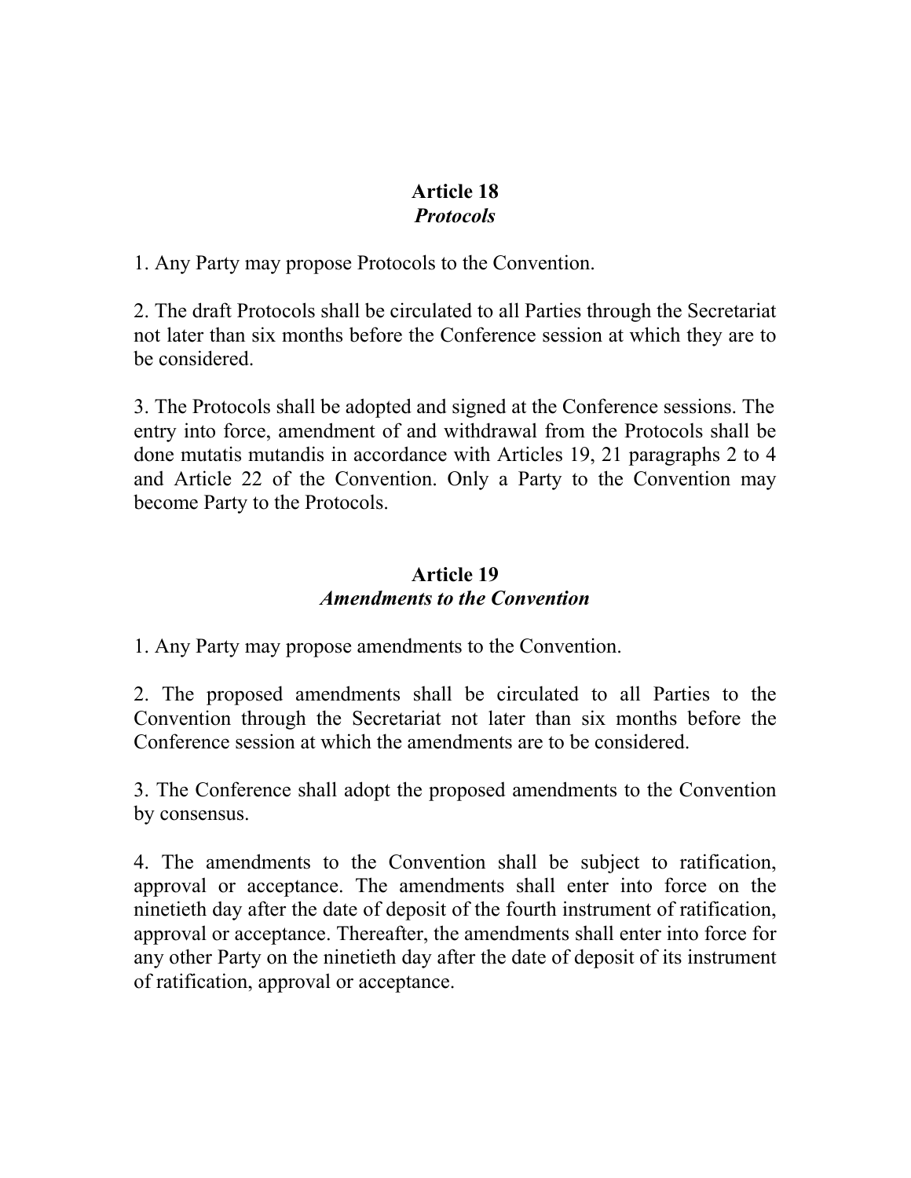## Article 18
### *Protocols*

1. Any Party may propose Protocols to the Convention.

2. The draft Protocols shall be circulated to all Parties through the Secretariat not later than six months before the Conference session at which they are to be considered.

3. The Protocols shall be adopted and signed at the Conference sessions. The entry into force, amendment of and withdrawal from the Protocols shall be done mutatis mutandis in accordance with Articles 19, 21 paragraphs 2 to 4 and Article 22 of the Convention. Only a Party to the Convention may become Party to the Protocols.

## Article 19
### *Amendments to the Convention*

1. Any Party may propose amendments to the Convention.

2. The proposed amendments shall be circulated to all Parties to the Convention through the Secretariat not later than six months before the Conference session at which the amendments are to be considered.

3. The Conference shall adopt the proposed amendments to the Convention by consensus.

4. The amendments to the Convention shall be subject to ratification, approval or acceptance. The amendments shall enter into force on the ninetieth day after the date of deposit of the fourth instrument of ratification, approval or acceptance. Thereafter, the amendments shall enter into force for any other Party on the ninetieth day after the date of deposit of its instrument of ratification, approval or acceptance.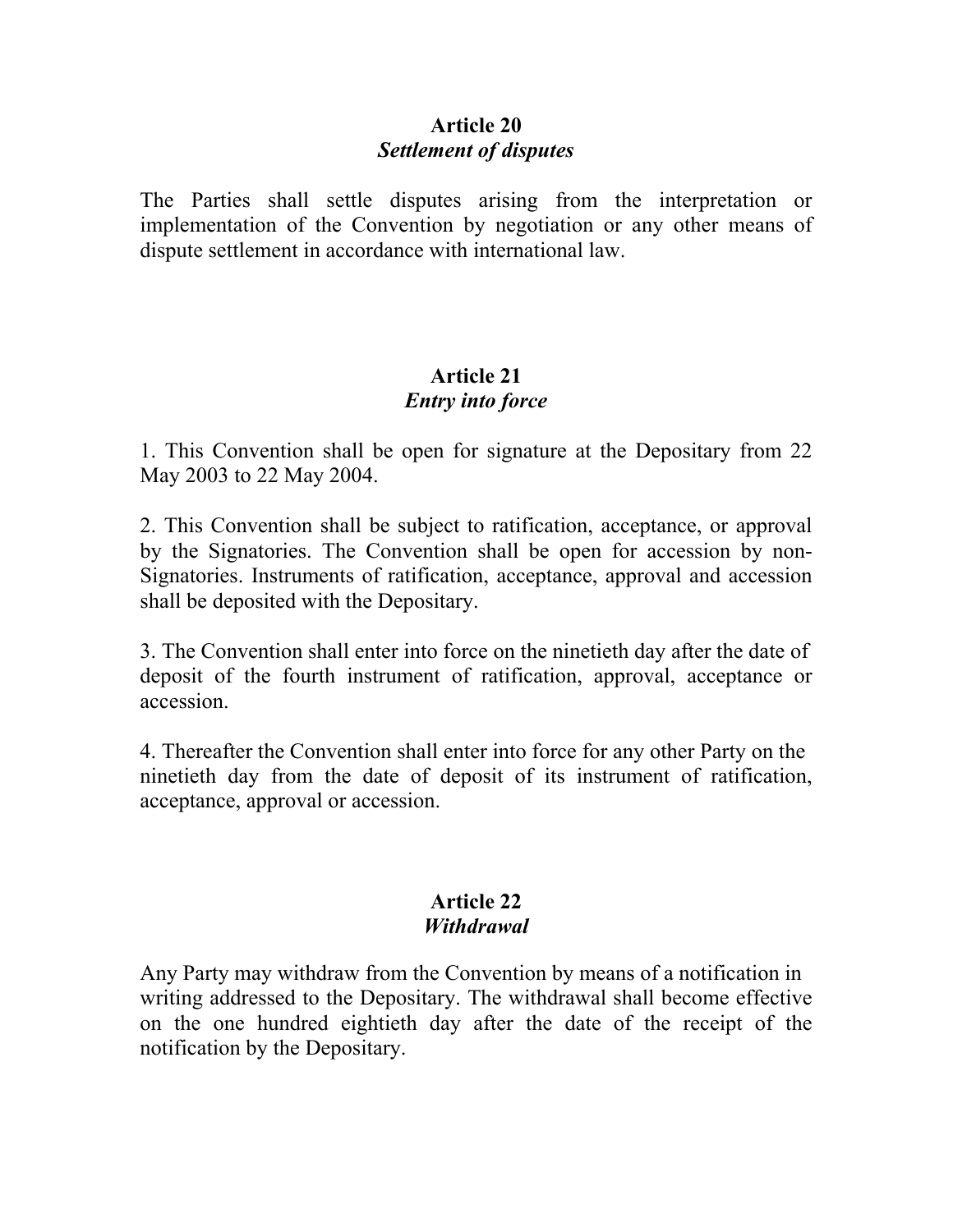## Article 20
### *Settlement of disputes*

The Parties shall settle disputes arising from the interpretation or implementation of the Convention by negotiation or any other means of dispute settlement in accordance with international law.

## Article 21
### *Entry into force*

1. This Convention shall be open for signature at the Depositary from 22 May 2003 to 22 May 2004.

2. This Convention shall be subject to ratification, acceptance, or approval by the Signatories. The Convention shall be open for accession by non-Signatories. Instruments of ratification, acceptance, approval and accession shall be deposited with the Depositary.

3. The Convention shall enter into force on the ninetieth day after the date of deposit of the fourth instrument of ratification, approval, acceptance or accession.

4. Thereafter the Convention shall enter into force for any other Party on the ninetieth day from the date of deposit of its instrument of ratification, acceptance, approval or accession.

## Article 22
### *Withdrawal*

Any Party may withdraw from the Convention by means of a notification in writing addressed to the Depositary. The withdrawal shall become effective on the one hundred eightieth day after the date of the receipt of the notification by the Depositary.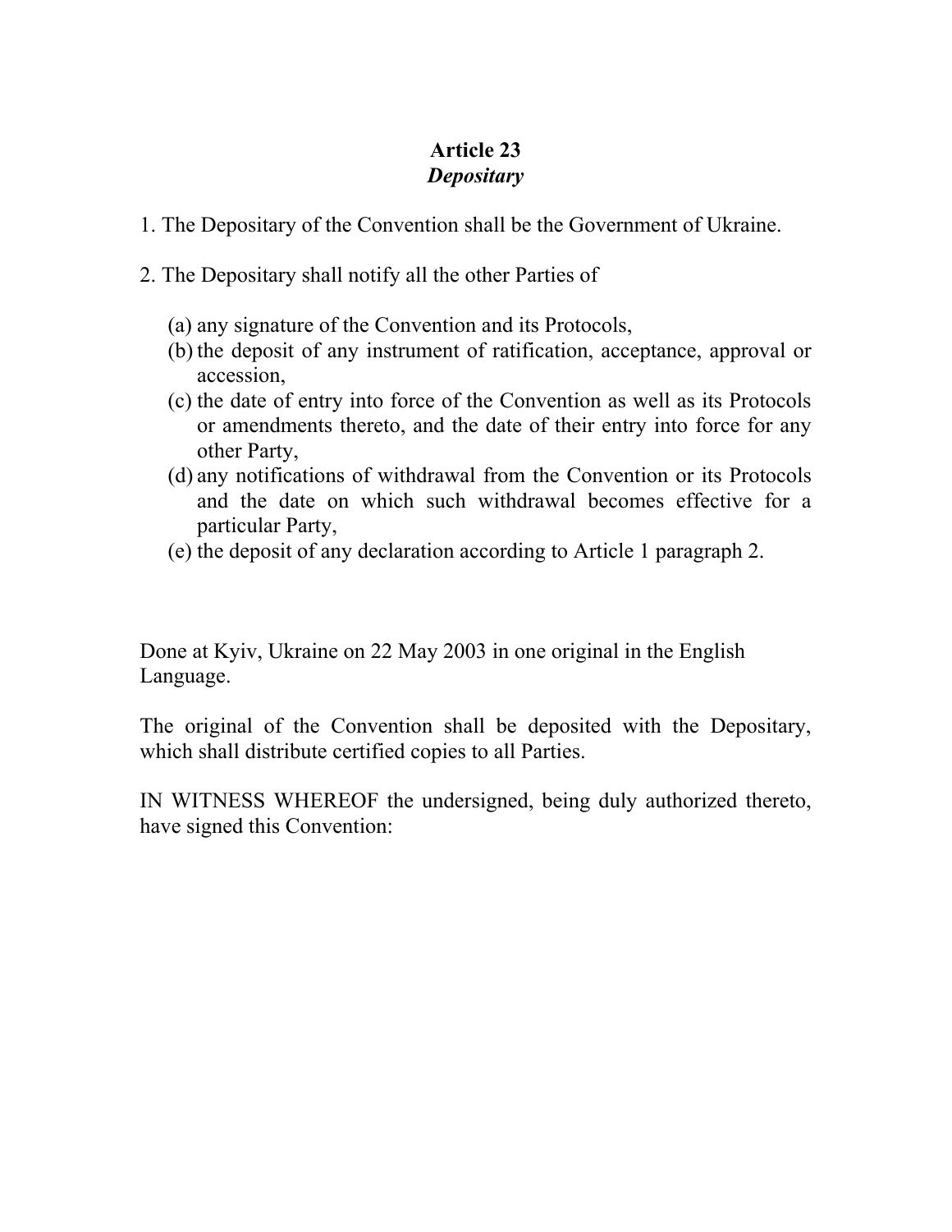## Article 23
***Depositary***

1. The Depositary of the Convention shall be the Government of Ukraine.

2. The Depositary shall notify all the other Parties of

   (a) any signature of the Convention and its Protocols,
   (b) the deposit of any instrument of ratification, acceptance, approval or accession,
   (c) the date of entry into force of the Convention as well as its Protocols or amendments thereto, and the date of their entry into force for any other Party,
   (d) any notifications of withdrawal from the Convention or its Protocols and the date on which such withdrawal becomes effective for a particular Party,
   (e) the deposit of any declaration according to Article 1 paragraph 2.

Done at Kyiv, Ukraine on 22 May 2003 in one original in the English Language.

The original of the Convention shall be deposited with the Depositary, which shall distribute certified copies to all Parties.

IN WITNESS WHEREOF the undersigned, being duly authorized thereto, have signed this Convention: